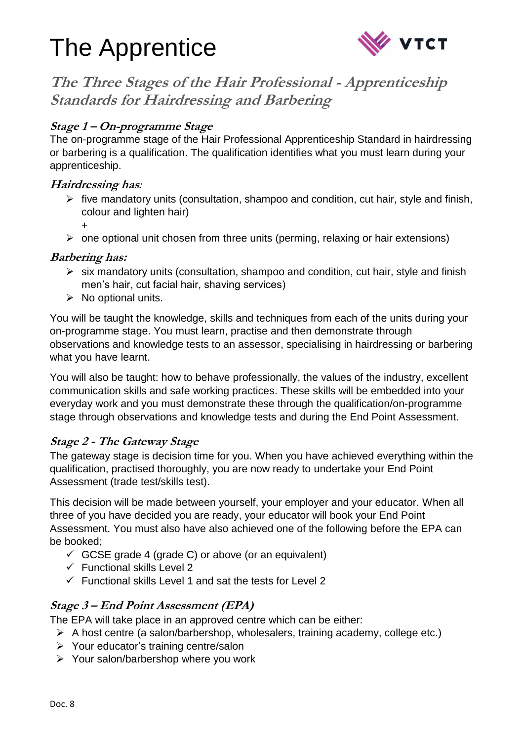# The Apprentice

## The Three Stages of the Hair Professional - Apprenticeship Standards for Hairdressing and Barbering

### Stage 1 – On-programme Stage

The on-programme stage of the Hair Professional Apprenticeship Standard in hairdressing or barbering is a qualification. The qualification identifies what you must learn during your apprenticeship.

#### Hairdressing has:

- five mandatory units (consultation, shampoo and condition, cut hair, style and finish, colour and lighten hair)
  +
- one optional unit chosen from three units (perming, relaxing or hair extensions)

#### Barbering has:

- six mandatory units (consultation, shampoo and condition, cut hair, style and finish men's hair, cut facial hair, shaving services)
- No optional units.

You will be taught the knowledge, skills and techniques from each of the units during your on-programme stage. You must learn, practise and then demonstrate through observations and knowledge tests to an assessor, specialising in hairdressing or barbering what you have learnt.

You will also be taught: how to behave professionally, the values of the industry, excellent communication skills and safe working practices. These skills will be embedded into your everyday work and you must demonstrate these through the qualification/on-programme stage through observations and knowledge tests and during the End Point Assessment.

### Stage 2 - The Gateway Stage

The gateway stage is decision time for you. When you have achieved everything within the qualification, practised thoroughly, you are now ready to undertake your End Point Assessment (trade test/skills test).

This decision will be made between yourself, your employer and your educator. When all three of you have decided you are ready, your educator will book your End Point Assessment. You must also have also achieved one of the following before the EPA can be booked;

- ✓ GCSE grade 4 (grade C) or above (or an equivalent)
- ✓ Functional skills Level 2
- ✓ Functional skills Level 1 and sat the tests for Level 2

### Stage 3 – End Point Assessment (EPA)

The EPA will take place in an approved centre which can be either:

- A host centre (a salon/barbershop, wholesalers, training academy, college etc.)
- Your educator's training centre/salon
- Your salon/barbershop where you work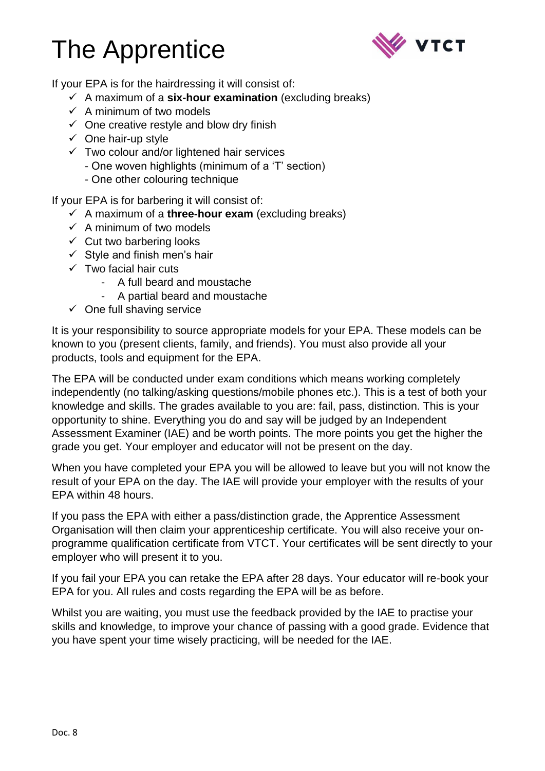# The Apprentice

If your EPA is for the hairdressing it will consist of:

- ✓ A maximum of a **six-hour examination** (excluding breaks)
- ✓ A minimum of two models
- ✓ One creative restyle and blow dry finish
- ✓ One hair-up style
- ✓ Two colour and/or lightened hair services
  - One woven highlights (minimum of a 'T' section)
  - One other colouring technique

If your EPA is for barbering it will consist of:

- ✓ A maximum of a **three-hour exam** (excluding breaks)
- ✓ A minimum of two models
- ✓ Cut two barbering looks
- ✓ Style and finish men's hair
- ✓ Two facial hair cuts
  - A full beard and moustache
  - A partial beard and moustache
- ✓ One full shaving service

It is your responsibility to source appropriate models for your EPA. These models can be known to you (present clients, family, and friends). You must also provide all your products, tools and equipment for the EPA.

The EPA will be conducted under exam conditions which means working completely independently (no talking/asking questions/mobile phones etc.). This is a test of both your knowledge and skills. The grades available to you are: fail, pass, distinction. This is your opportunity to shine. Everything you do and say will be judged by an Independent Assessment Examiner (IAE) and be worth points. The more points you get the higher the grade you get. Your employer and educator will not be present on the day.

When you have completed your EPA you will be allowed to leave but you will not know the result of your EPA on the day. The IAE will provide your employer with the results of your EPA within 48 hours.

If you pass the EPA with either a pass/distinction grade, the Apprentice Assessment Organisation will then claim your apprenticeship certificate. You will also receive your on-programme qualification certificate from VTCT. Your certificates will be sent directly to your employer who will present it to you.

If you fail your EPA you can retake the EPA after 28 days. Your educator will re-book your EPA for you. All rules and costs regarding the EPA will be as before.

Whilst you are waiting, you must use the feedback provided by the IAE to practise your skills and knowledge, to improve your chance of passing with a good grade. Evidence that you have spent your time wisely practicing, will be needed for the IAE.

Doc. 8